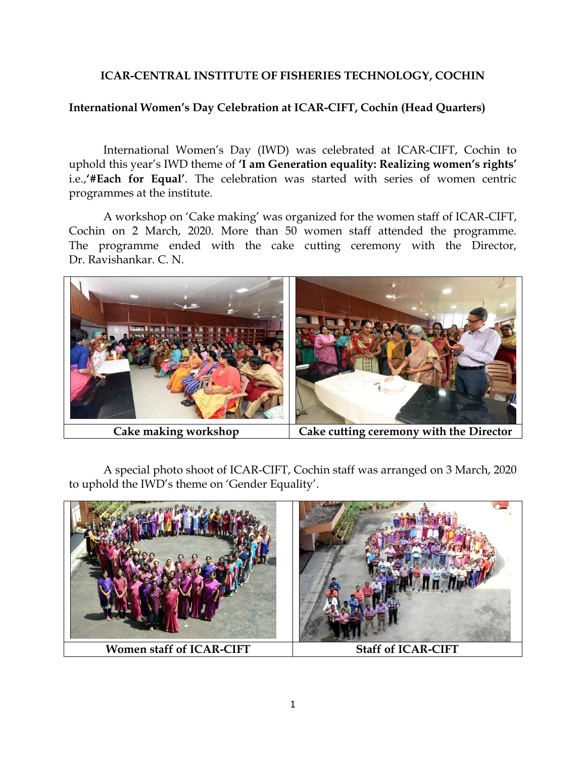**ICAR-CENTRAL INSTITUTE OF FISHERIES TECHNOLOGY, COCHIN**

**International Women's Day Celebration at ICAR-CIFT, Cochin (Head Quarters)**

International Women's Day (IWD) was celebrated at ICAR-CIFT, Cochin to uphold this year's IWD theme of **'I am Generation equality: Realizing women's rights'** i.e.,**'#Each for Equal'**. The celebration was started with series of women centric programmes at the institute.

A workshop on 'Cake making' was organized for the women staff of ICAR-CIFT, Cochin on 2 March, 2020. More than 50 women staff attended the programme. The programme ended with the cake cutting ceremony with the Director, Dr. Ravishankar. C. N.

| **Cake making workshop** | **Cake cutting ceremony with the Director** |
|---|---|

A special photo shoot of ICAR-CIFT, Cochin staff was arranged on 3 March, 2020 to uphold the IWD's theme on 'Gender Equality'.

| **Women staff of ICAR-CIFT** | **Staff of ICAR-CIFT** |
|---|---|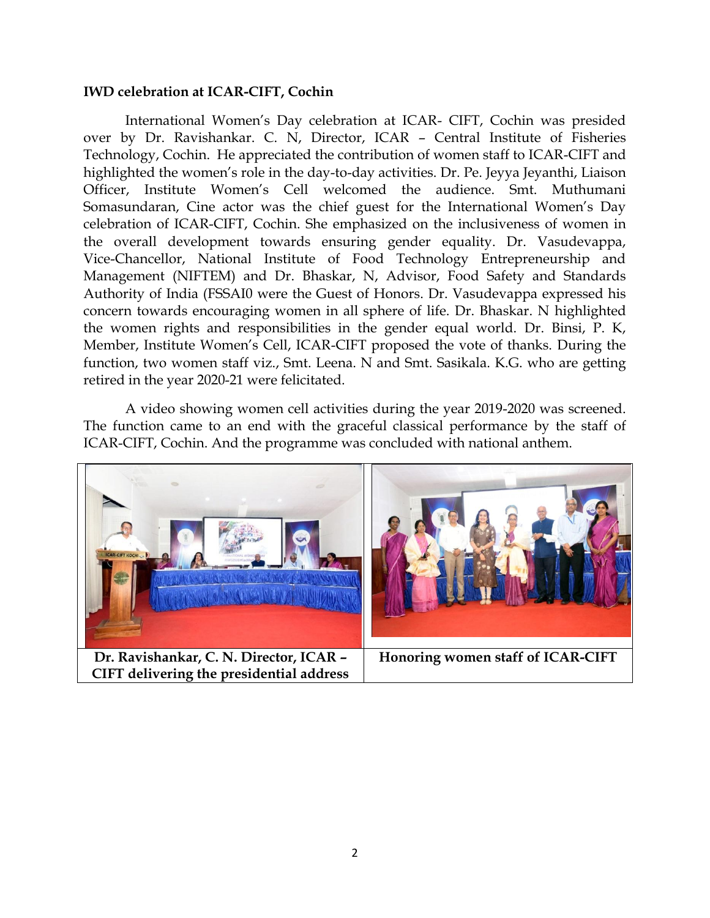**IWD celebration at ICAR-CIFT, Cochin**

International Women's Day celebration at ICAR- CIFT, Cochin was presided over by Dr. Ravishankar. C. N, Director, ICAR – Central Institute of Fisheries Technology, Cochin. He appreciated the contribution of women staff to ICAR-CIFT and highlighted the women's role in the day-to-day activities. Dr. Pe. Jeyya Jeyanthi, Liaison Officer, Institute Women's Cell welcomed the audience. Smt. Muthumani Somasundaran, Cine actor was the chief guest for the International Women's Day celebration of ICAR-CIFT, Cochin. She emphasized on the inclusiveness of women in the overall development towards ensuring gender equality. Dr. Vasudevappa, Vice-Chancellor, National Institute of Food Technology Entrepreneurship and Management (NIFTEM) and Dr. Bhaskar, N, Advisor, Food Safety and Standards Authority of India (FSSAI0 were the Guest of Honors. Dr. Vasudevappa expressed his concern towards encouraging women in all sphere of life. Dr. Bhaskar. N highlighted the women rights and responsibilities in the gender equal world. Dr. Binsi, P. K, Member, Institute Women's Cell, ICAR-CIFT proposed the vote of thanks. During the function, two women staff viz., Smt. Leena. N and Smt. Sasikala. K.G. who are getting retired in the year 2020-21 were felicitated.

A video showing women cell activities during the year 2019-2020 was screened. The function came to an end with the graceful classical performance by the staff of ICAR-CIFT, Cochin. And the programme was concluded with national anthem.

| **Dr. Ravishankar, C. N. Director, ICAR – CIFT delivering the presidential address** | **Honoring women staff of ICAR-CIFT** |
|---|---|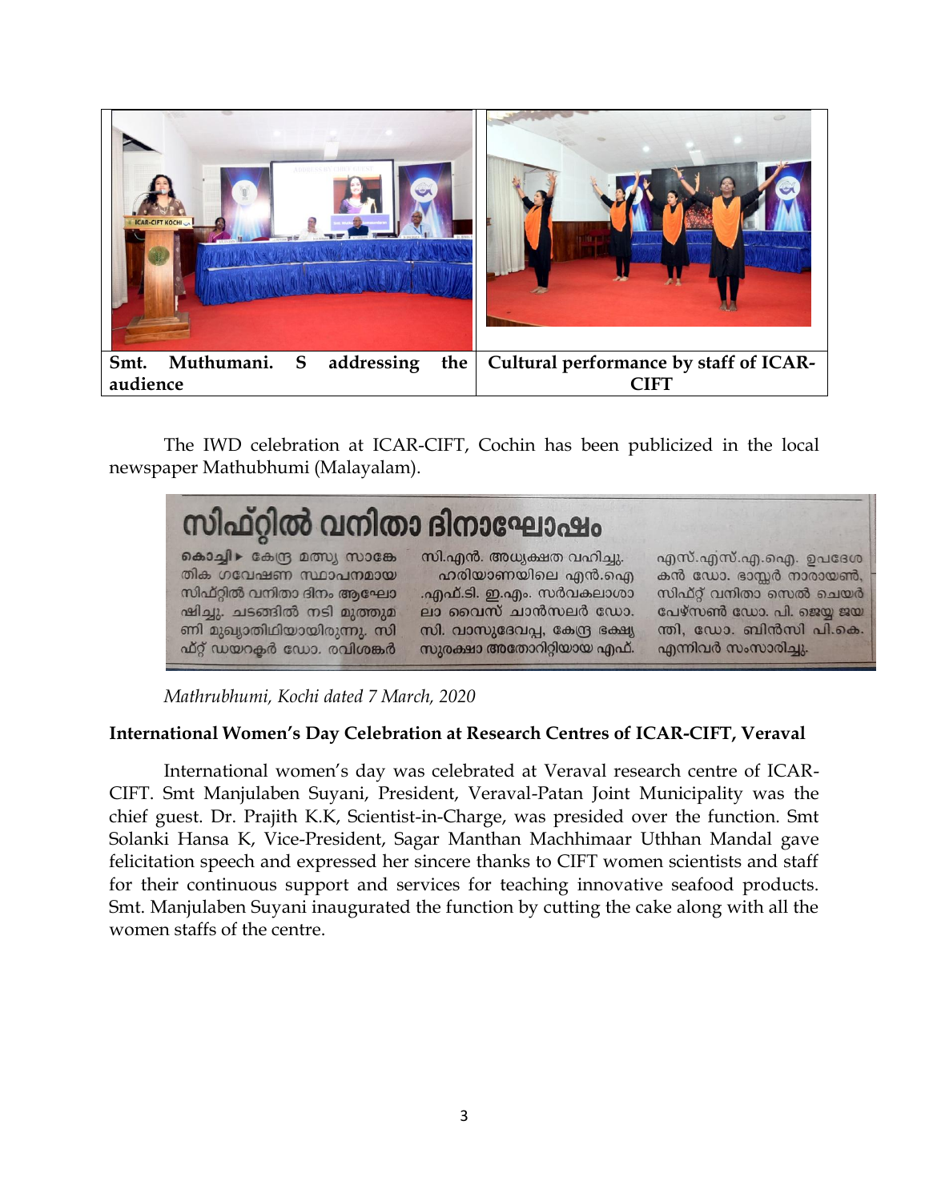| Smt. Muthumani. S addressing the audience | Cultural performance by staff of ICAR-CIFT |
|---|---|

The IWD celebration at ICAR-CIFT, Cochin has been publicized in the local newspaper Mathubhumi (Malayalam).

*Mathrubhumi, Kochi dated 7 March, 2020*

**International Women's Day Celebration at Research Centres of ICAR-CIFT, Veraval**

International women's day was celebrated at Veraval research centre of ICAR-CIFT. Smt Manjulaben Suyani, President, Veraval-Patan Joint Municipality was the chief guest. Dr. Prajith K.K, Scientist-in-Charge, was presided over the function. Smt Solanki Hansa K, Vice-President, Sagar Manthan Machhimaar Uthhan Mandal gave felicitation speech and expressed her sincere thanks to CIFT women scientists and staff for their continuous support and services for teaching innovative seafood products. Smt. Manjulaben Suyani inaugurated the function by cutting the cake along with all the women staffs of the centre.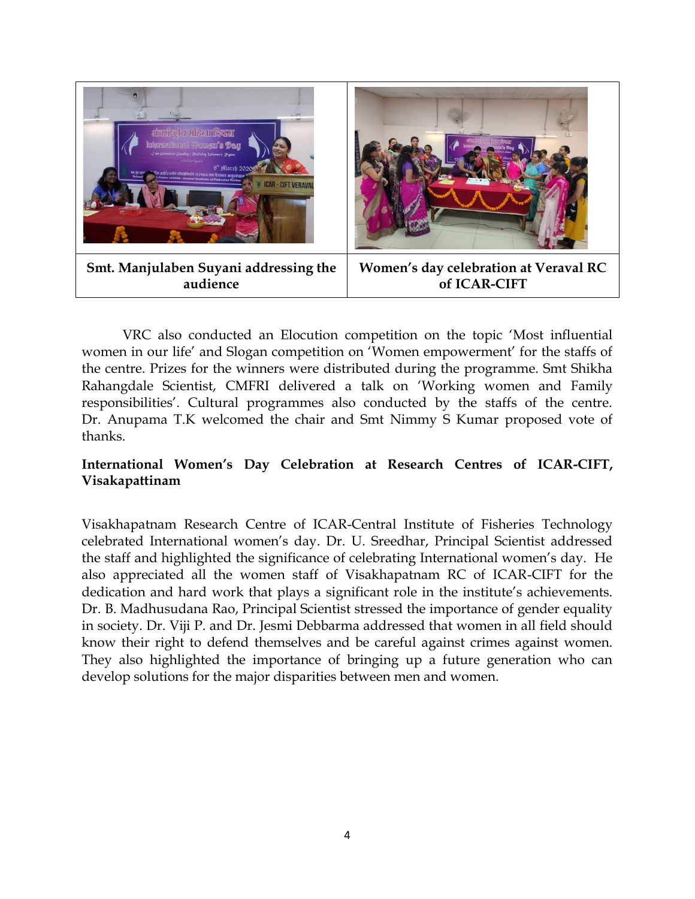| Smt. Manjulaben Suyani addressing the audience | Women's day celebration at Veraval RC of ICAR-CIFT |
|---|---|

VRC also conducted an Elocution competition on the topic 'Most influential women in our life' and Slogan competition on 'Women empowerment' for the staffs of the centre. Prizes for the winners were distributed during the programme. Smt Shikha Rahangdale Scientist, CMFRI delivered a talk on 'Working women and Family responsibilities'. Cultural programmes also conducted by the staffs of the centre. Dr. Anupama T.K welcomed the chair and Smt Nimmy S Kumar proposed vote of thanks.

**International Women's Day Celebration at Research Centres of ICAR-CIFT, Visakapattinam**

Visakhapatnam Research Centre of ICAR-Central Institute of Fisheries Technology celebrated International women's day. Dr. U. Sreedhar, Principal Scientist addressed the staff and highlighted the significance of celebrating International women's day. He also appreciated all the women staff of Visakhapatnam RC of ICAR-CIFT for the dedication and hard work that plays a significant role in the institute's achievements. Dr. B. Madhusudana Rao, Principal Scientist stressed the importance of gender equality in society. Dr. Viji P. and Dr. Jesmi Debbarma addressed that women in all field should know their right to defend themselves and be careful against crimes against women. They also highlighted the importance of bringing up a future generation who can develop solutions for the major disparities between men and women.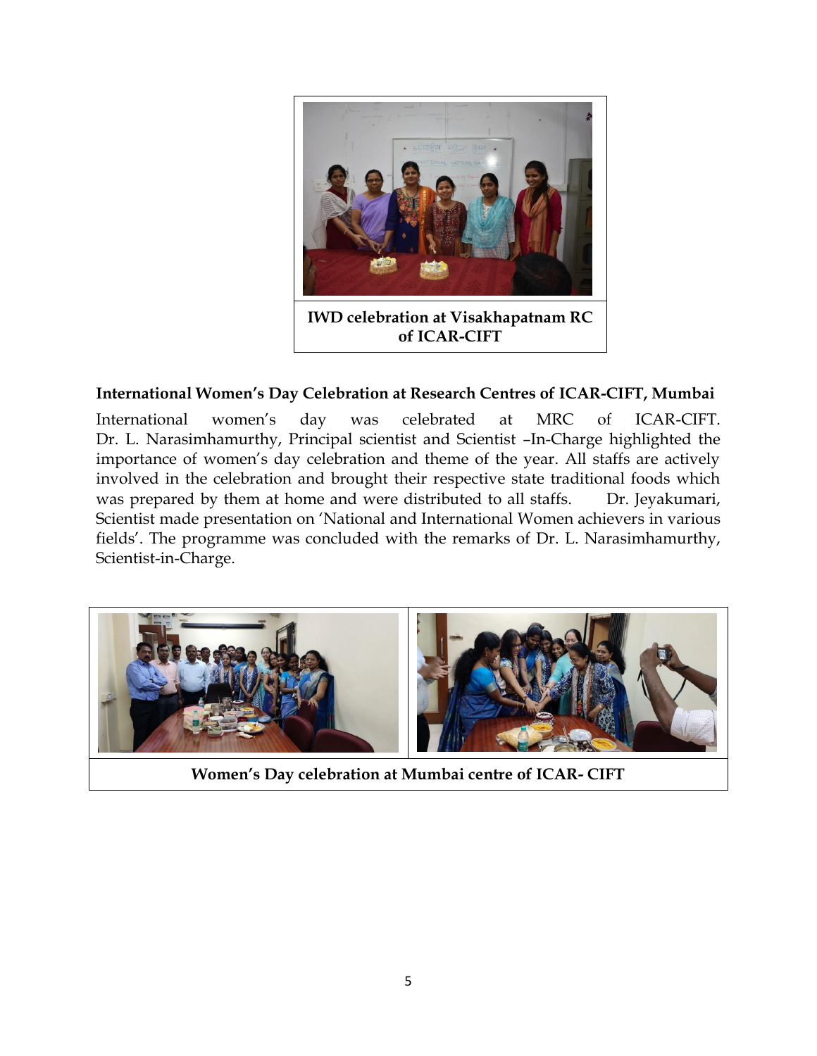IWD celebration at Visakhapatnam RC of ICAR-CIFT

### International Women's Day Celebration at Research Centres of ICAR-CIFT, Mumbai

International women's day was celebrated at MRC of ICAR-CIFT. Dr. L. Narasimhamurthy, Principal scientist and Scientist –In-Charge highlighted the importance of women's day celebration and theme of the year. All staffs are actively involved in the celebration and brought their respective state traditional foods which was prepared by them at home and were distributed to all staffs. Dr. Jeyakumari, Scientist made presentation on 'National and International Women achievers in various fields'. The programme was concluded with the remarks of Dr. L. Narasimhamurthy, Scientist-in-Charge.

Women's Day celebration at Mumbai centre of ICAR- CIFT